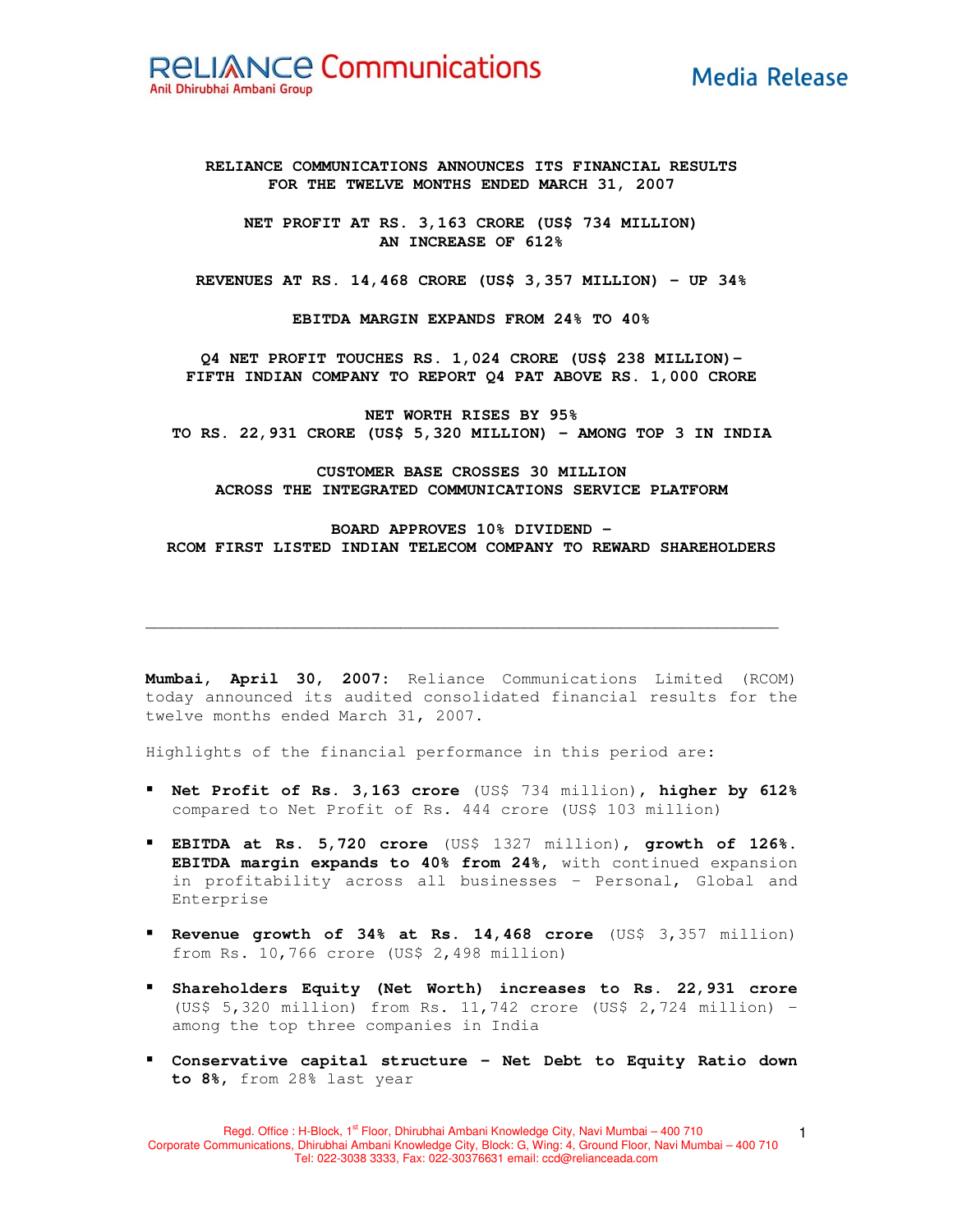Reliance Communications
Anil Dhirubhai Ambani Group

**Media Release**

**RELIANCE COMMUNICATIONS ANNOUNCES ITS FINANCIAL RESULTS FOR THE TWELVE MONTHS ENDED MARCH 31, 2007**

**NET PROFIT AT RS. 3,163 CRORE (US$ 734 MILLION) AN INCREASE OF 612%**

**REVENUES AT RS. 14,468 CRORE (US$ 3,357 MILLION) – UP 34%**

**EBITDA MARGIN EXPANDS FROM 24% TO 40%**

**Q4 NET PROFIT TOUCHES RS. 1,024 CRORE (US$ 238 MILLION)- FIFTH INDIAN COMPANY TO REPORT Q4 PAT ABOVE RS. 1,000 CRORE**

**NET WORTH RISES BY 95% TO RS. 22,931 CRORE (US$ 5,320 MILLION) – AMONG TOP 3 IN INDIA**

**CUSTOMER BASE CROSSES 30 MILLION ACROSS THE INTEGRATED COMMUNICATIONS SERVICE PLATFORM**

**BOARD APPROVES 10% DIVIDEND – RCOM FIRST LISTED INDIAN TELECOM COMPANY TO REWARD SHAREHOLDERS**

---

**Mumbai, April 30, 2007:** Reliance Communications Limited (RCOM) today announced its audited consolidated financial results for the twelve months ended March 31, 2007.

Highlights of the financial performance in this period are:

- **Net Profit of Rs. 3,163 crore** (US$ 734 million), **higher by 612%** compared to Net Profit of Rs. 444 crore (US$ 103 million)
- **EBITDA at Rs. 5,720 crore** (US$ 1327 million), **growth of 126%. EBITDA margin expands to 40% from 24%,** with continued expansion in profitability across all businesses – Personal, Global and Enterprise
- **Revenue growth of 34% at Rs. 14,468 crore** (US$ 3,357 million) from Rs. 10,766 crore (US$ 2,498 million)
- **Shareholders Equity (Net Worth) increases to Rs. 22,931 crore** (US$ 5,320 million) from Rs. 11,742 crore (US$ 2,724 million) – among the top three companies in India
- **Conservative capital structure – Net Debt to Equity Ratio down to 8%,** from 28% last year

Regd. Office : H-Block, 1st Floor, Dhirubhai Ambani Knowledge City, Navi Mumbai – 400 710
Corporate Communications, Dhirubhai Ambani Knowledge City, Block: G, Wing: 4, Ground Floor, Navi Mumbai – 400 710
Tel: 022-3038 3333, Fax: 022-30376631 email: ccd@relianceada.com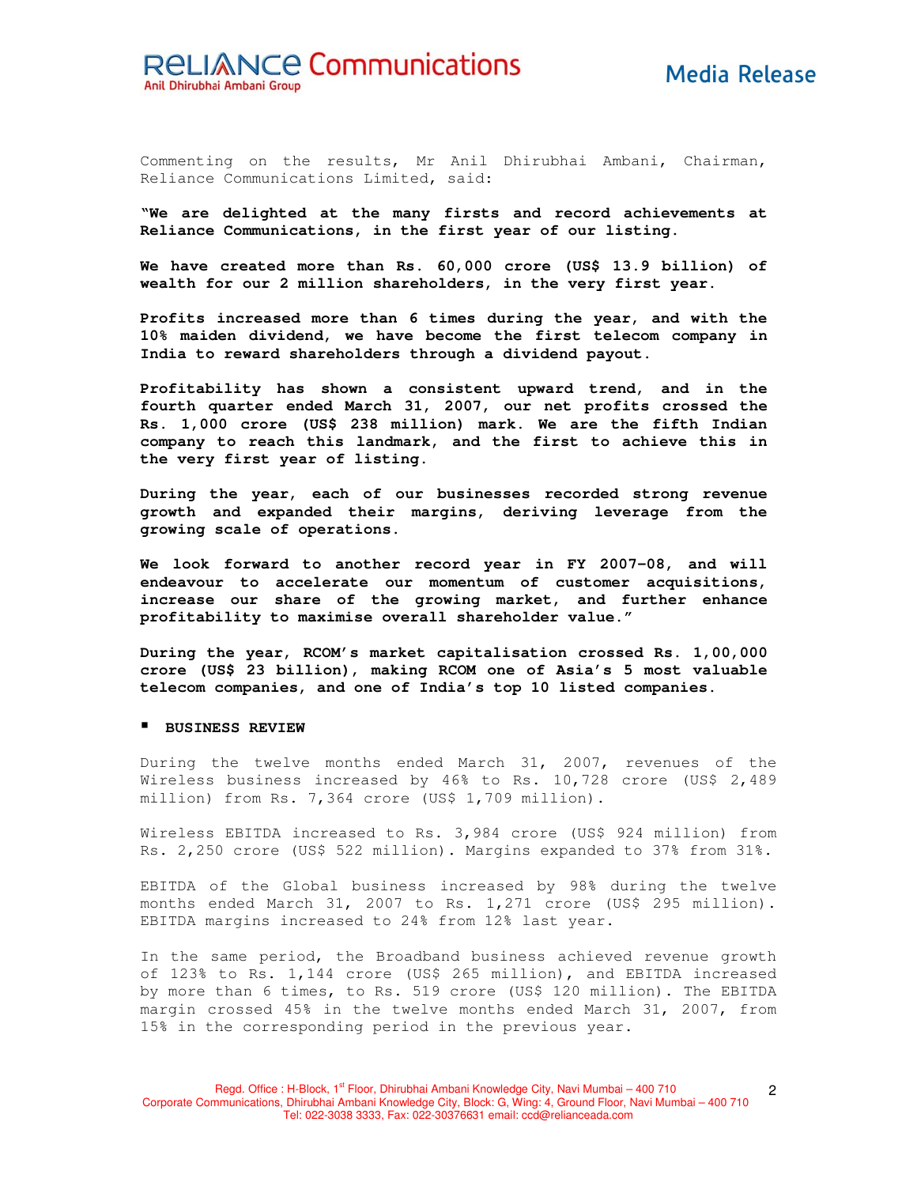Commenting on the results, Mr Anil Dhirubhai Ambani, Chairman, Reliance Communications Limited, said:

**"We are delighted at the many firsts and record achievements at Reliance Communications, in the first year of our listing.**

**We have created more than Rs. 60,000 crore (US$ 13.9 billion) of wealth for our 2 million shareholders, in the very first year.**

**Profits increased more than 6 times during the year, and with the 10% maiden dividend, we have become the first telecom company in India to reward shareholders through a dividend payout.**

**Profitability has shown a consistent upward trend, and in the fourth quarter ended March 31, 2007, our net profits crossed the Rs. 1,000 crore (US$ 238 million) mark. We are the fifth Indian company to reach this landmark, and the first to achieve this in the very first year of listing.**

**During the year, each of our businesses recorded strong revenue growth and expanded their margins, deriving leverage from the growing scale of operations.**

**We look forward to another record year in FY 2007-08, and will endeavour to accelerate our momentum of customer acquisitions, increase our share of the growing market, and further enhance profitability to maximise overall shareholder value."**

**During the year, RCOM's market capitalisation crossed Rs. 1,00,000 crore (US$ 23 billion), making RCOM one of Asia's 5 most valuable telecom companies, and one of India's top 10 listed companies.**

- **BUSINESS REVIEW**

During the twelve months ended March 31, 2007, revenues of the Wireless business increased by 46% to Rs. 10,728 crore (US$ 2,489 million) from Rs. 7,364 crore (US$ 1,709 million).

Wireless EBITDA increased to Rs. 3,984 crore (US$ 924 million) from Rs. 2,250 crore (US$ 522 million). Margins expanded to 37% from 31%.

EBITDA of the Global business increased by 98% during the twelve months ended March 31, 2007 to Rs. 1,271 crore (US$ 295 million). EBITDA margins increased to 24% from 12% last year.

In the same period, the Broadband business achieved revenue growth of 123% to Rs. 1,144 crore (US$ 265 million), and EBITDA increased by more than 6 times, to Rs. 519 crore (US$ 120 million). The EBITDA margin crossed 45% in the twelve months ended March 31, 2007, from 15% in the corresponding period in the previous year.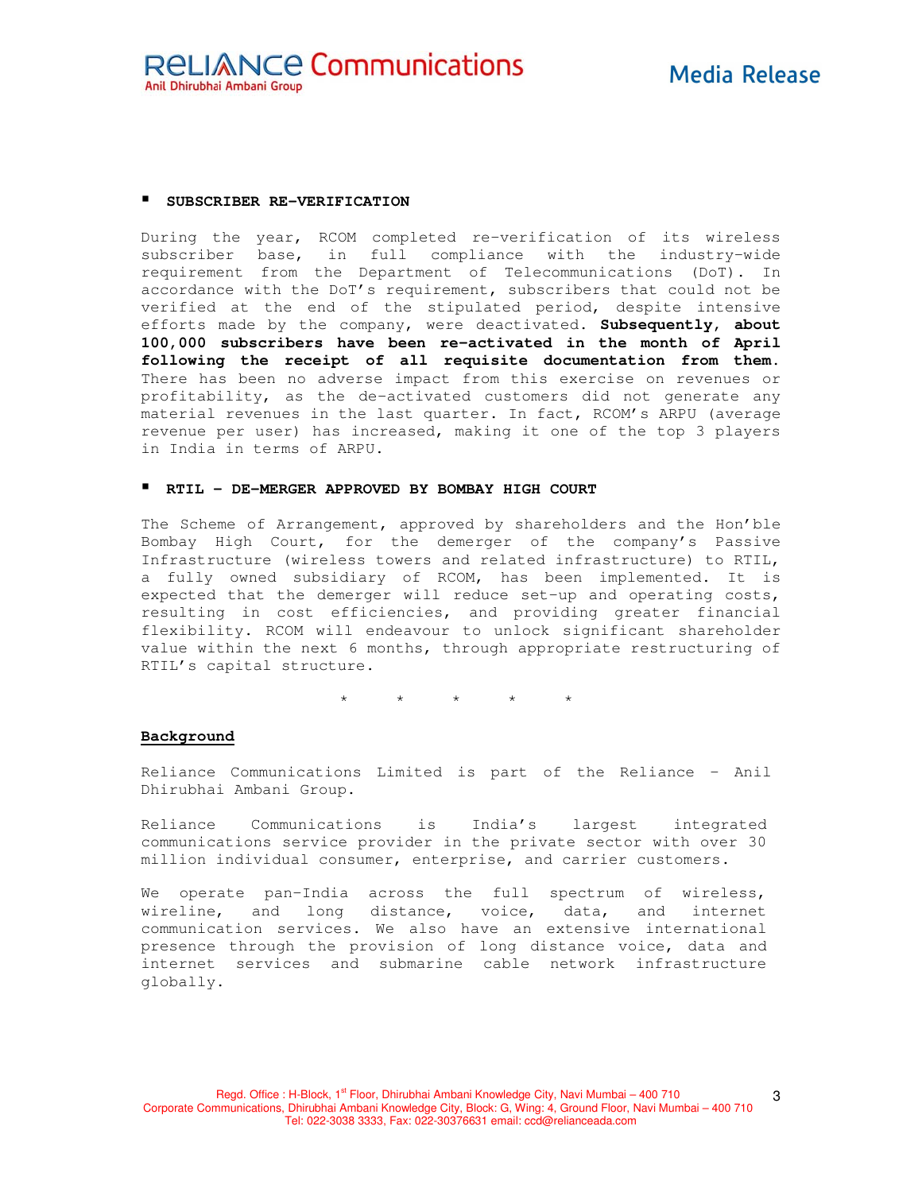- **SUBSCRIBER RE-VERIFICATION**

During the year, RCOM completed re-verification of its wireless subscriber base, in full compliance with the industry-wide requirement from the Department of Telecommunications (DoT). In accordance with the DoT's requirement, subscribers that could not be verified at the end of the stipulated period, despite intensive efforts made by the company, were deactivated. **Subsequently, about 100,000 subscribers have been re-activated in the month of April following the receipt of all requisite documentation from them.** There has been no adverse impact from this exercise on revenues or profitability, as the de-activated customers did not generate any material revenues in the last quarter. In fact, RCOM's ARPU (average revenue per user) has increased, making it one of the top 3 players in India in terms of ARPU.

- **RTIL – DE-MERGER APPROVED BY BOMBAY HIGH COURT**

The Scheme of Arrangement, approved by shareholders and the Hon'ble Bombay High Court, for the demerger of the company's Passive Infrastructure (wireless towers and related infrastructure) to RTIL, a fully owned subsidiary of RCOM, has been implemented. It is expected that the demerger will reduce set-up and operating costs, resulting in cost efficiencies, and providing greater financial flexibility. RCOM will endeavour to unlock significant shareholder value within the next 6 months, through appropriate restructuring of RTIL's capital structure.

\* \* \* \* \*

**Background**

Reliance Communications Limited is part of the Reliance – Anil Dhirubhai Ambani Group.

Reliance Communications is India's largest integrated communications service provider in the private sector with over 30 million individual consumer, enterprise, and carrier customers.

We operate pan-India across the full spectrum of wireless, wireline, and long distance, voice, data, and internet communication services. We also have an extensive international presence through the provision of long distance voice, data and internet services and submarine cable network infrastructure globally.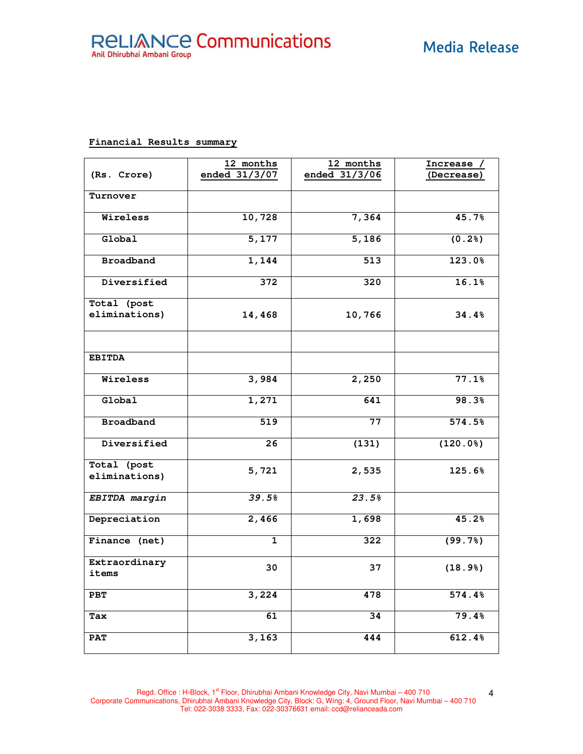## Financial Results summary

| (Rs. Crore) | 12 months ended 31/3/07 | 12 months ended 31/3/06 | Increase / (Decrease) |
|---|---|---|---|
| **Turnover** | | | |
| **Wireless** | 10,728 | 7,364 | 45.7% |
| **Global** | 5,177 | 5,186 | (0.2%) |
| **Broadband** | 1,144 | 513 | 123.0% |
| **Diversified** | 372 | 320 | 16.1% |
| **Total (post eliminations)** | 14,468 | 10,766 | 34.4% |
| | | | |
| **EBITDA** | | | |
| **Wireless** | 3,984 | 2,250 | 77.1% |
| **Global** | 1,271 | 641 | 98.3% |
| **Broadband** | 519 | 77 | 574.5% |
| **Diversified** | 26 | (131) | (120.0%) |
| **Total (post eliminations)** | 5,721 | 2,535 | 125.6% |
| ***EBITDA margin*** | *39.5%* | *23.5%* | |
| **Depreciation** | 2,466 | 1,698 | 45.2% |
| **Finance (net)** | 1 | 322 | (99.7%) |
| **Extraordinary items** | 30 | 37 | (18.9%) |
| **PBT** | 3,224 | 478 | 574.4% |
| **Tax** | 61 | 34 | 79.4% |
| **PAT** | 3,163 | 444 | 612.4% |